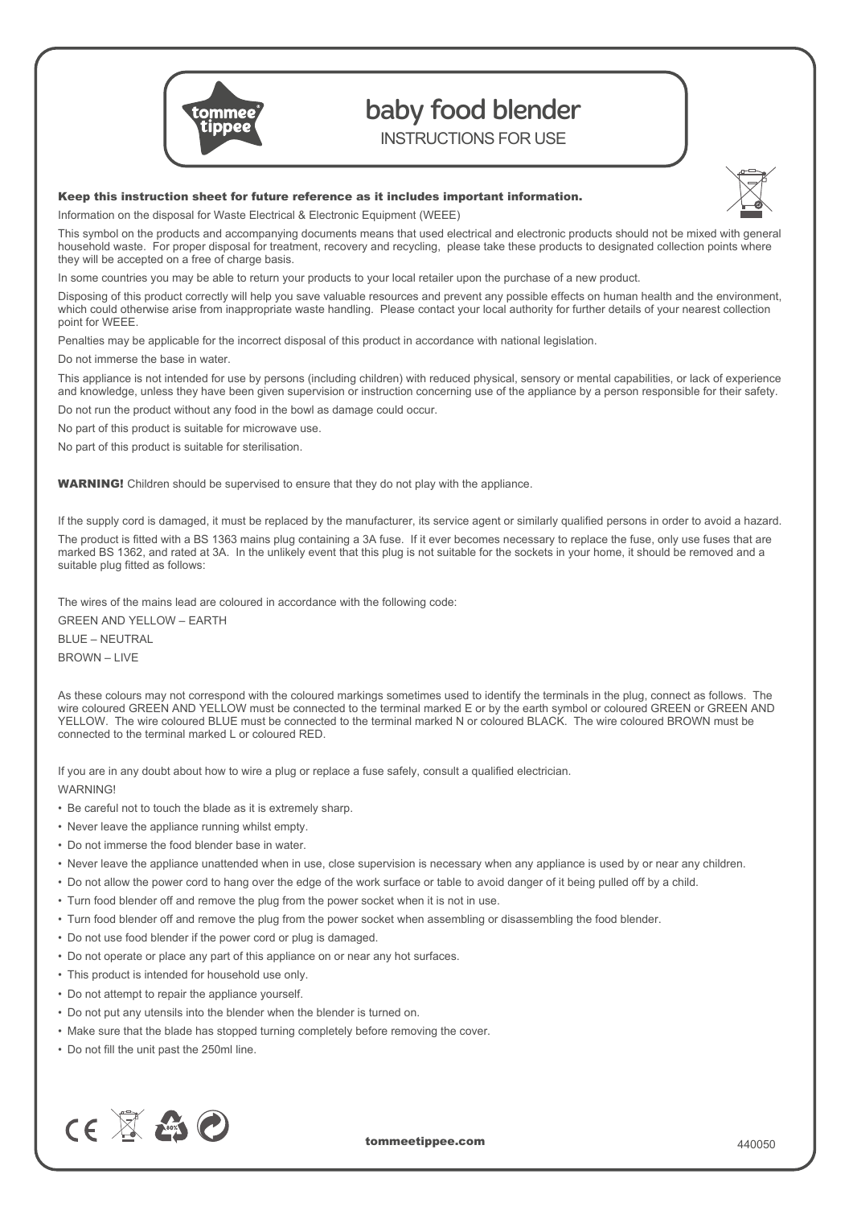# baby food blender

INSTRUCTIONS FOR USE

**Keep this instruction sheet for future reference as it includes important information.**

Information on the disposal for Waste Electrical & Electronic Equipment (WEEE)

This symbol on the products and accompanying documents means that used electrical and electronic products should not be mixed with general household waste. For proper disposal for treatment, recovery and recycling, please take these products to designated collection points where they will be accepted on a free of charge basis.

In some countries you may be able to return your products to your local retailer upon the purchase of a new product.

Disposing of this product correctly will help you save valuable resources and prevent any possible effects on human health and the environment, which could otherwise arise from inappropriate waste handling. Please contact your local authority for further details of your nearest collection point for WEEE.

Penalties may be applicable for the incorrect disposal of this product in accordance with national legislation.

Do not immerse the base in water.

This appliance is not intended for use by persons (including children) with reduced physical, sensory or mental capabilities, or lack of experience and knowledge, unless they have been given supervision or instruction concerning use of the appliance by a person responsible for their safety.

Do not run the product without any food in the bowl as damage could occur.

No part of this product is suitable for microwave use.

No part of this product is suitable for sterilisation.

**WARNING!** Children should be supervised to ensure that they do not play with the appliance.

If the supply cord is damaged, it must be replaced by the manufacturer, its service agent or similarly qualified persons in order to avoid a hazard.

The product is fitted with a BS 1363 mains plug containing a 3A fuse. If it ever becomes necessary to replace the fuse, only use fuses that are marked BS 1362, and rated at 3A. In the unlikely event that this plug is not suitable for the sockets in your home, it should be removed and a suitable plug fitted as follows:

The wires of the mains lead are coloured in accordance with the following code:

GREEN AND YELLOW – EARTH

BLUE – NEUTRAL

BROWN – LIVE

As these colours may not correspond with the coloured markings sometimes used to identify the terminals in the plug, connect as follows. The wire coloured GREEN AND YELLOW must be connected to the terminal marked E or by the earth symbol or coloured GREEN or GREEN AND YELLOW. The wire coloured BLUE must be connected to the terminal marked N or coloured BLACK. The wire coloured BROWN must be connected to the terminal marked L or coloured RED.

If you are in any doubt about how to wire a plug or replace a fuse safely, consult a qualified electrician.

WARNING!

- Be careful not to touch the blade as it is extremely sharp.
- Never leave the appliance running whilst empty.
- Do not immerse the food blender base in water.
- Never leave the appliance unattended when in use, close supervision is necessary when any appliance is used by or near any children.
- Do not allow the power cord to hang over the edge of the work surface or table to avoid danger of it being pulled off by a child.
- Turn food blender off and remove the plug from the power socket when it is not in use.
- Turn food blender off and remove the plug from the power socket when assembling or disassembling the food blender.
- Do not use food blender if the power cord or plug is damaged.
- Do not operate or place any part of this appliance on or near any hot surfaces.
- This product is intended for household use only.
- Do not attempt to repair the appliance yourself.
- Do not put any utensils into the blender when the blender is turned on.
- Make sure that the blade has stopped turning completely before removing the cover.
- Do not fill the unit past the 250ml line.

tommeetippee.com

440050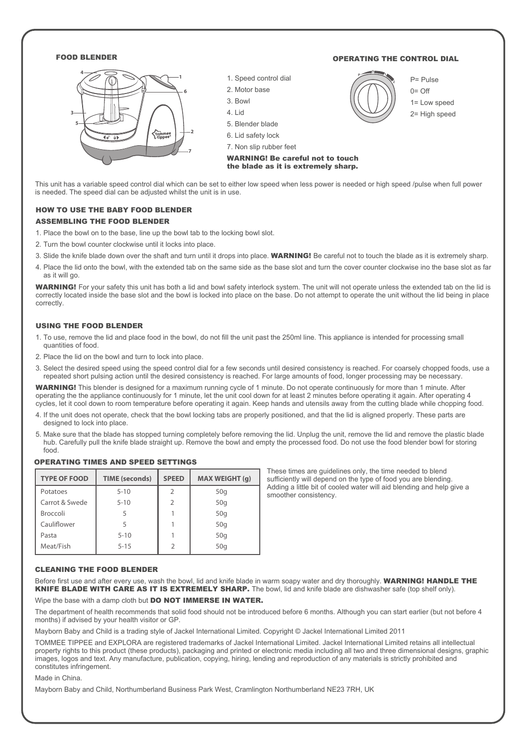## FOOD BLENDER

1. Speed control dial
2. Motor base
3. Bowl
4. Lid
5. Blender blade
6. Lid safety lock
7. Non slip rubber feet

**WARNING! Be careful not to touch the blade as it is extremely sharp.**

## OPERATING THE CONTROL DIAL

P= Pulse
0= Off
1= Low speed
2= High speed

This unit has a variable speed control dial which can be set to either low speed when less power is needed or high speed /pulse when full power is needed. The speed dial can be adjusted whilst the unit is in use.

## HOW TO USE THE BABY FOOD BLENDER

### ASSEMBLING THE FOOD BLENDER

1. Place the bowl on to the base, line up the bowl tab to the locking bowl slot.
2. Turn the bowl counter clockwise until it locks into place.
3. Slide the knife blade down over the shaft and turn until it drops into place. **WARNING!** Be careful not to touch the blade as it is extremely sharp.
4. Place the lid onto the bowl, with the extended tab on the same side as the base slot and turn the cover counter clockwise ino the base slot as far as it will go.

**WARNING!** For your safety this unit has both a lid and bowl safety interlock system. The unit will not operate unless the extended tab on the lid is correctly located inside the base slot and the bowl is locked into place on the base. Do not attempt to operate the unit without the lid being in place correctly.

### USING THE FOOD BLENDER

1. To use, remove the lid and place food in the bowl, do not fill the unit past the 250ml line. This appliance is intended for processing small quantities of food.
2. Place the lid on the bowl and turn to lock into place.
3. Select the desired speed using the speed control dial for a few seconds until desired consistency is reached. For coarsely chopped foods, use a repeated short pulsing action until the desired consistency is reached. For large amounts of food, longer processing may be necessary.

**WARNING!** This blender is designed for a maximum running cycle of 1 minute. Do not operate continuously for more than 1 minute. After operating the the appliance continuously for 1 minute, let the unit cool down for at least 2 minutes before operating it again. After operating 4 cycles, let it cool down to room temperature before operating it again. Keep hands and utensils away from the cutting blade while chopping food.

4. If the unit does not operate, check that the bowl locking tabs are properly positioned, and that the lid is aligned properly. These parts are designed to lock into place.
5. Make sure that the blade has stopped turning completely before removing the lid. Unplug the unit, remove the lid and remove the plastic blade hub. Carefully pull the knife blade straight up. Remove the bowl and empty the processed food. Do not use the food blender bowl for storing food.

### OPERATING TIMES AND SPEED SETTINGS

| TYPE OF FOOD | TIME (seconds) | SPEED | MAX WEIGHT (g) |
|---|---|---|---|
| Potatoes | 5-10 | 2 | 50g |
| Carrot & Swede | 5-10 | 2 | 50g |
| Broccoli | 5 | 1 | 50g |
| Cauliflower | 5 | 1 | 50g |
| Pasta | 5-10 | 1 | 50g |
| Meat/Fish | 5-15 | 2 | 50g |

These times are guidelines only, the time needed to blend sufficiently will depend on the type of food you are blending. Adding a little bit of cooled water will aid blending and help give a smoother consistency.

## CLEANING THE FOOD BLENDER

Before first use and after every use, wash the bowl, lid and knife blade in warm soapy water and dry thoroughly. **WARNING! HANDLE THE KNIFE BLADE WITH CARE AS IT IS EXTREMELY SHARP.** The bowl, lid and knife blade are dishwasher safe (top shelf only).

Wipe the base with a damp cloth but **DO NOT IMMERSE IN WATER.**

The department of health recommends that solid food should not be introduced before 6 months. Although you can start earlier (but not before 4 months) if advised by your health visitor or GP.

Mayborn Baby and Child is a trading style of Jackel International Limited. Copyright © Jackel International Limited 2011

TOMMEE TIPPEE and EXPLORA are registered trademarks of Jackel International Limited. Jackel International Limited retains all intellectual property rights to this product (these products), packaging and printed or electronic media including all two and three dimensional designs, graphic images, logos and text. Any manufacture, publication, copying, hiring, lending and reproduction of any materials is strictly prohibited and constitutes infringement.

Made in China.

Mayborn Baby and Child, Northumberland Business Park West, Cramlington Northumberland NE23 7RH, UK